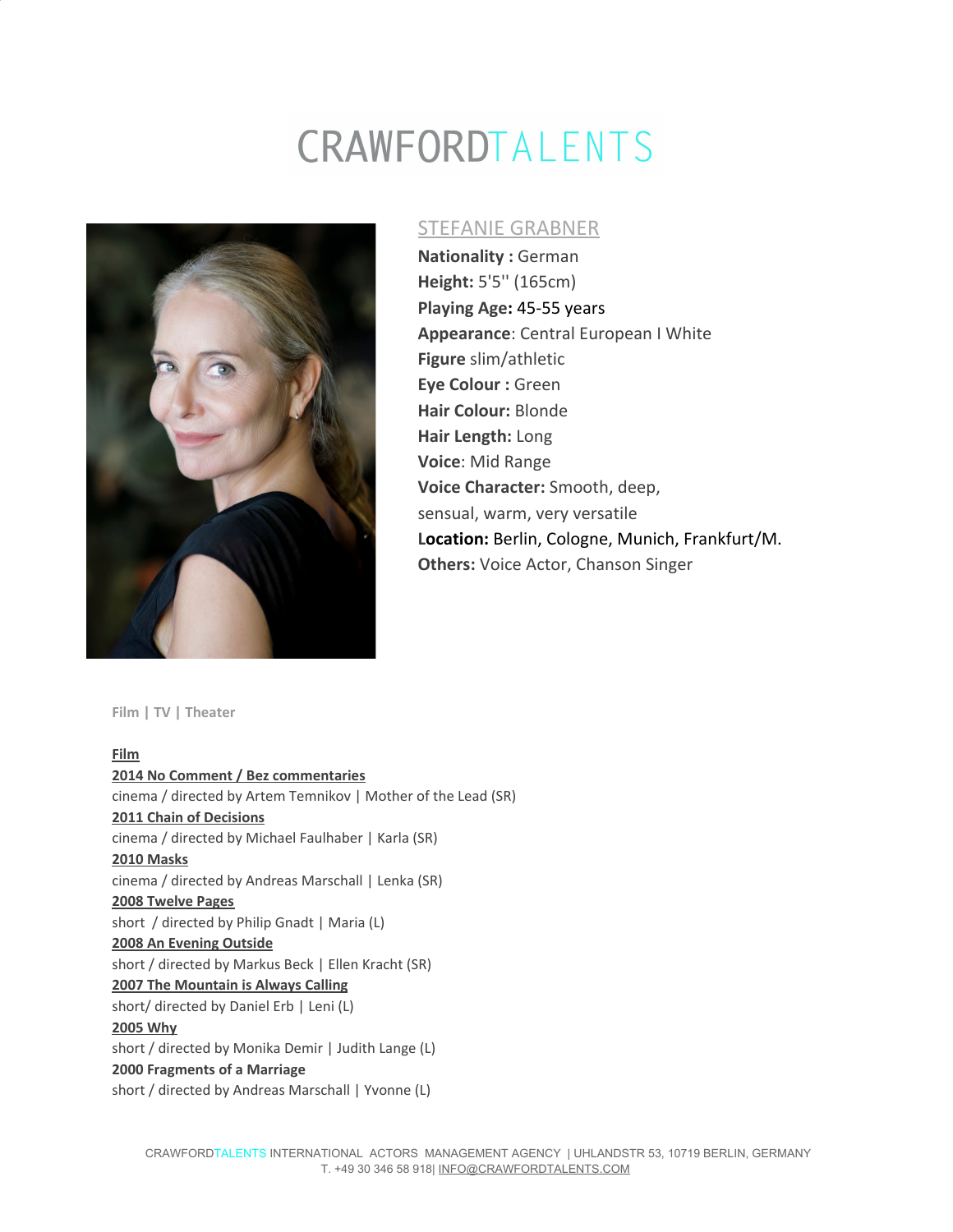# CRAWFORDTALENTS

## STEFANIE GRABNER

**Nationality :** German
**Height:** 5'5'' (165cm)
**Playing Age:** 45-55 years
**Appearance**: Central European I White
**Figure** slim/athletic
**Eye Colour :** Green
**Hair Colour:** Blonde
**Hair Length:** Long
**Voice**: Mid Range
**Voice Character:** Smooth, deep, sensual, warm, very versatile
**Location:** Berlin, Cologne, Munich, Frankfurt/M.
**Others:** Voice Actor, Chanson Singer

**Film | TV | Theater**

### Film

**2014 No Comment / Bez commentaries**
cinema / directed by Artem Temnikov | Mother of the Lead (SR)

**2011 Chain of Decisions**
cinema / directed by Michael Faulhaber | Karla (SR)

**2010 Masks**
cinema / directed by Andreas Marschall | Lenka (SR)

**2008 Twelve Pages**
short / directed by Philip Gnadt | Maria (L)

**2008 An Evening Outside**
short / directed by Markus Beck | Ellen Kracht (SR)

**2007 The Mountain is Always Calling**
short/ directed by Daniel Erb | Leni (L)

**2005 Why**
short / directed by Monika Demir | Judith Lange (L)

**2000 Fragments of a Marriage**
short / directed by Andreas Marschall | Yvonne (L)

CRAWFORDTALENTS INTERNATIONAL ACTORS MANAGEMENT AGENCY | UHLANDSTR 53, 10719 BERLIN, GERMANY
T. +49 30 346 58 918| INFO@CRAWFORDTALENTS.COM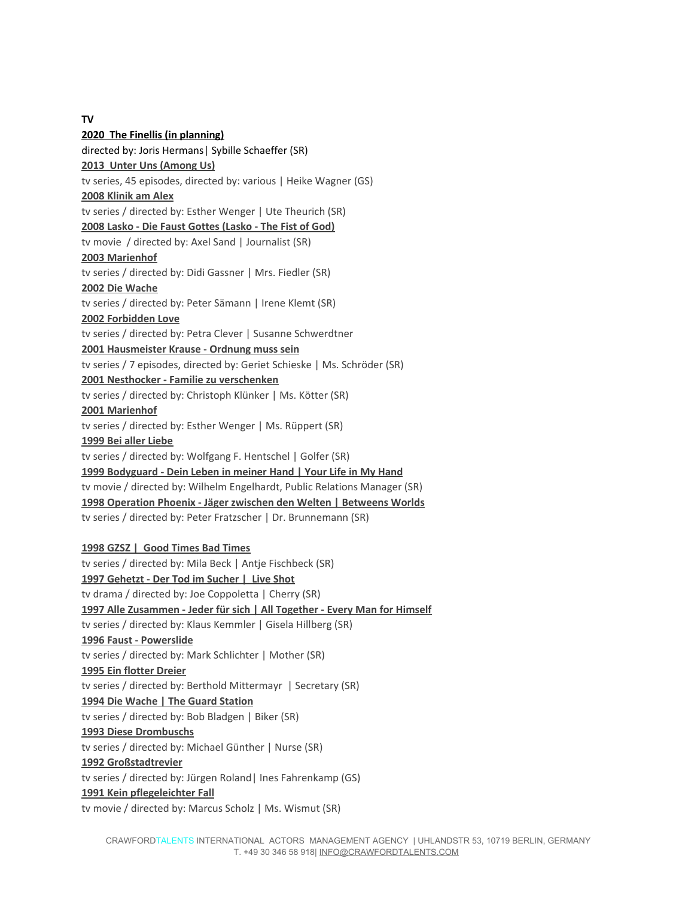**TV**

**2020 The Finellis (in planning)**

directed by: Joris Hermans| Sybille Schaeffer (SR)

**2013 Unter Uns (Among Us)**

tv series, 45 episodes, directed by: various | Heike Wagner (GS)

**2008 Klinik am Alex**

tv series / directed by: Esther Wenger | Ute Theurich (SR)

**2008 Lasko - Die Faust Gottes (Lasko - The Fist of God)**

tv movie / directed by: Axel Sand | Journalist (SR)

**2003 Marienhof**

tv series / directed by: Didi Gassner | Mrs. Fiedler (SR)

**2002 Die Wache**

tv series / directed by: Peter Sämann | Irene Klemt (SR)

**2002 Forbidden Love**

tv series / directed by: Petra Clever | Susanne Schwerdtner

**2001 Hausmeister Krause - Ordnung muss sein**

tv series / 7 episodes, directed by: Geriet Schieske | Ms. Schröder (SR)

**2001 Nesthocker - Familie zu verschenken**

tv series / directed by: Christoph Klünker | Ms. Kötter (SR)

**2001 Marienhof**

tv series / directed by: Esther Wenger | Ms. Rüppert (SR)

**1999 Bei aller Liebe**

tv series / directed by: Wolfgang F. Hentschel | Golfer (SR)

**1999 Bodyguard - Dein Leben in meiner Hand | Your Life in My Hand**

tv movie / directed by: Wilhelm Engelhardt, Public Relations Manager (SR)

**1998 Operation Phoenix - Jäger zwischen den Welten | Betweens Worlds**

tv series / directed by: Peter Fratzscher | Dr. Brunnemann (SR)

**1998 GZSZ | Good Times Bad Times**

tv series / directed by: Mila Beck | Antje Fischbeck (SR)

**1997 Gehetzt - Der Tod im Sucher | Live Shot**

tv drama / directed by: Joe Coppoletta | Cherry (SR)

**1997 Alle Zusammen - Jeder für sich | All Together - Every Man for Himself**

tv series / directed by: Klaus Kemmler | Gisela Hillberg (SR)

**1996 Faust - Powerslide**

tv series / directed by: Mark Schlichter | Mother (SR)

**1995 Ein flotter Dreier**

tv series / directed by: Berthold Mittermayr | Secretary (SR)

**1994 Die Wache | The Guard Station**

tv series / directed by: Bob Bladgen | Biker (SR)

**1993 Diese Drombuschs**

tv series / directed by: Michael Günther | Nurse (SR)

**1992 Großstadtrevier**

tv series / directed by: Jürgen Roland| Ines Fahrenkamp (GS)

**1991 Kein pflegeleichter Fall**

tv movie / directed by: Marcus Scholz | Ms. Wismut (SR)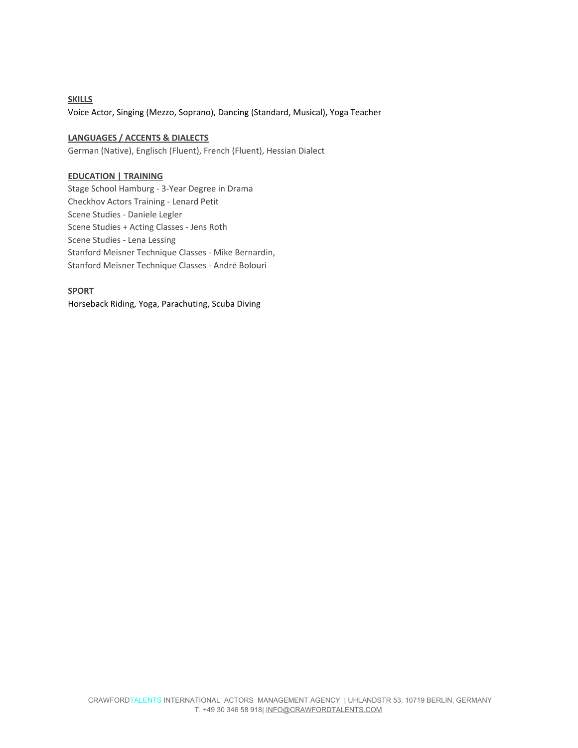**SKILLS**

Voice Actor, Singing (Mezzo, Soprano), Dancing (Standard, Musical), Yoga Teacher

**LANGUAGES / ACCENTS & DIALECTS**

German (Native), Englisch (Fluent), French (Fluent), Hessian Dialect

**EDUCATION | TRAINING**

Stage School Hamburg - 3-Year Degree in Drama
Checkhov Actors Training - Lenard Petit
Scene Studies - Daniele Legler
Scene Studies + Acting Classes - Jens Roth
Scene Studies - Lena Lessing
Stanford Meisner Technique Classes - Mike Bernardin,
Stanford Meisner Technique Classes - André Bolouri

**SPORT**

Horseback Riding, Yoga, Parachuting, Scuba Diving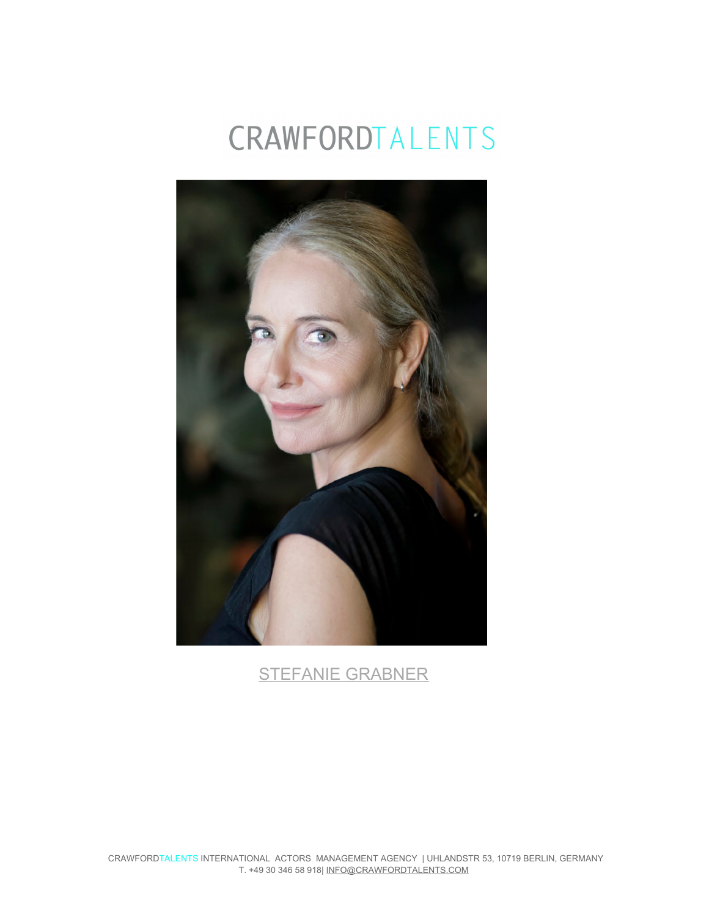CRAWFORDTALENTS

STEFANIE GRABNER

CRAWFORDTALENTS INTERNATIONAL ACTORS MANAGEMENT AGENCY | UHLANDSTR 53, 10719 BERLIN, GERMANY
T. +49 30 346 58 918| INFO@CRAWFORDTALENTS.COM